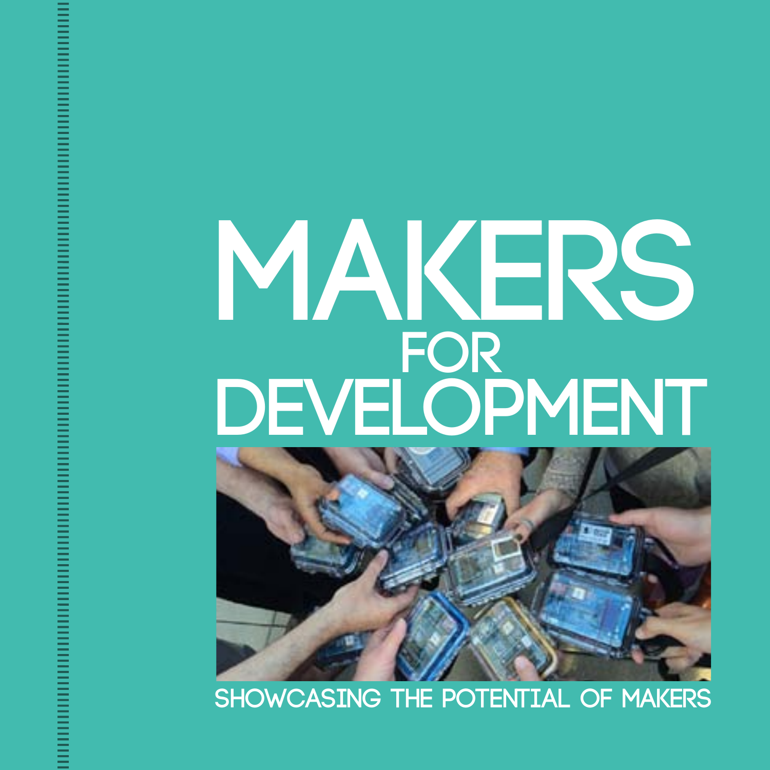# MAKERS FOR DEVELOPMENT

SHOWCASING THE POTENTIAL OF MAKERS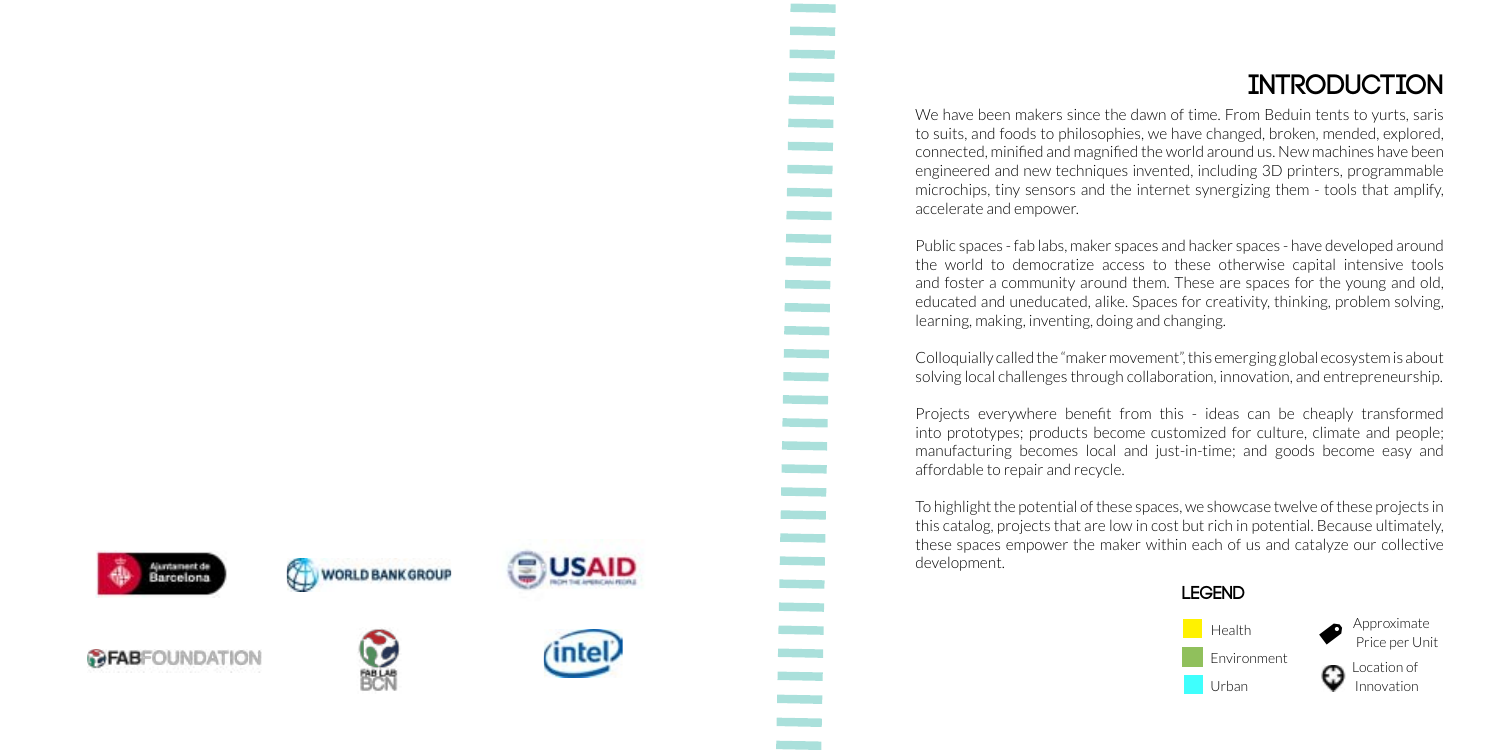# INTRODUCTION

We have been makers since the dawn of time. From Beduin tents to yurts, saris to suits, and foods to philosophies, we have changed, broken, mended, explored, connected, minified and magnified the world around us. New machines have been engineered and new techniques invented, including 3D printers, programmable microchips, tiny sensors and the internet synergizing them - tools that amplify, accelerate and empower.

Public spaces - fab labs, maker spaces and hacker spaces - have developed around the world to democratize access to these otherwise capital intensive tools and foster a community around them. These are spaces for the young and old, educated and uneducated, alike. Spaces for creativity, thinking, problem solving, learning, making, inventing, doing and changing.

Colloquially called the "maker movement", this emerging global ecosystem is about solving local challenges through collaboration, innovation, and entrepreneurship.

Projects everywhere benefit from this - ideas can be cheaply transformed into prototypes; products become customized for culture, climate and people; manufacturing becomes local and just-in-time; and goods become easy and affordable to repair and recycle.

To highlight the potential of these spaces, we showcase twelve of these projects in this catalog, projects that are low in cost but rich in potential. Because ultimately, these spaces empower the maker within each of us and catalyze our collective development.

## LEGEND

- Health
- Environment
- Urban
- Approximate Price per Unit
- Location of Innovation

Ajuntament de Barcelona | WORLD BANK GROUP | USAID FROM THE AMERICAN PEOPLE | FABFOUNDATION | FAB LAB BCN | intel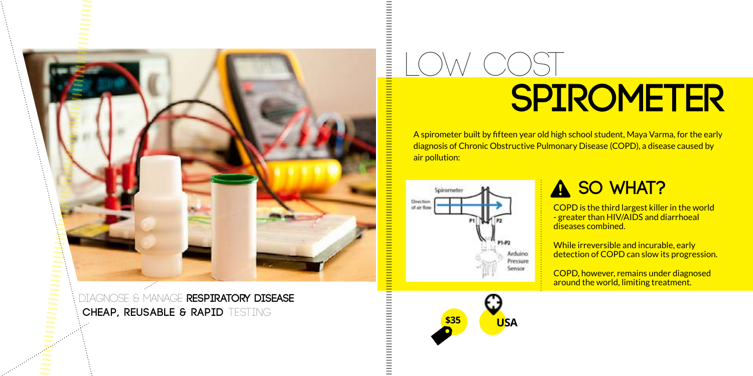# LOW COST SPIROMETER

A spirometer built by fifteen year old high school student, Maya Varma, for the early diagnosis of Chronic Obstructive Pulmonary Disease (COPD), a disease caused by air pollution:

## SO WHAT?

COPD is the third largest killer in the world - greater than HIV/AIDS and diarrhoeal diseases combined.

While irreversible and incurable, early detection of COPD can slow its progression.

COPD, however, remains under diagnosed around the world, limiting treatment.

$35

USA

DIAGNOSE & MANAGE **RESPIRATORY DISEASE**

**CHEAP, REUSABLE & RAPID** TESTING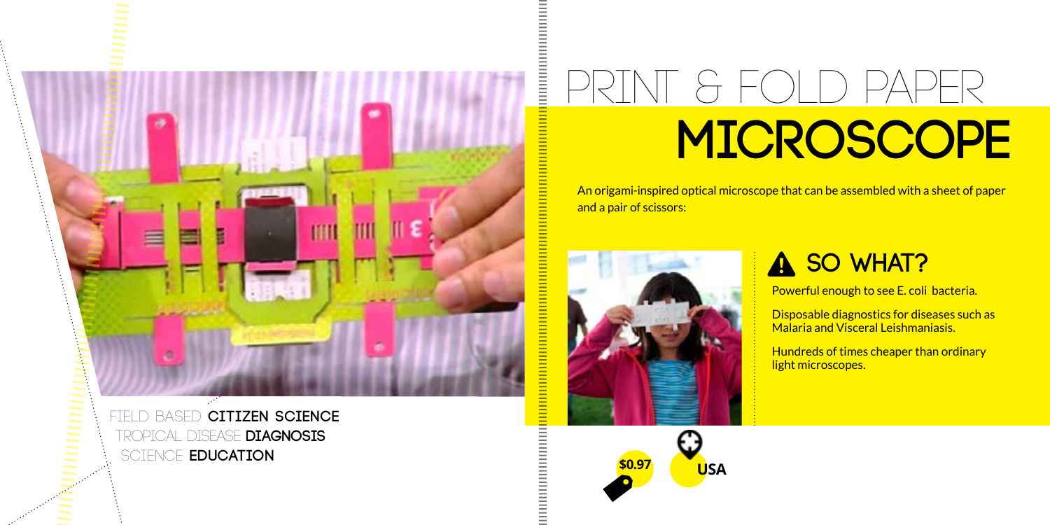# PRINT & FOLD PAPER MICROSCOPE

FIELD BASED **CITIZEN SCIENCE**
TROPICAL DISEASE **DIAGNOSIS**
SCIENCE **EDUCATION**

An origami-inspired optical microscope that can be assembled with a sheet of paper and a pair of scissors:

## SO WHAT?

Powerful enough to see E. coli bacteria.

Disposable diagnostics for diseases such as Malaria and Visceral Leishmaniasis.

Hundreds of times cheaper than ordinary light microscopes.

$0.97

USA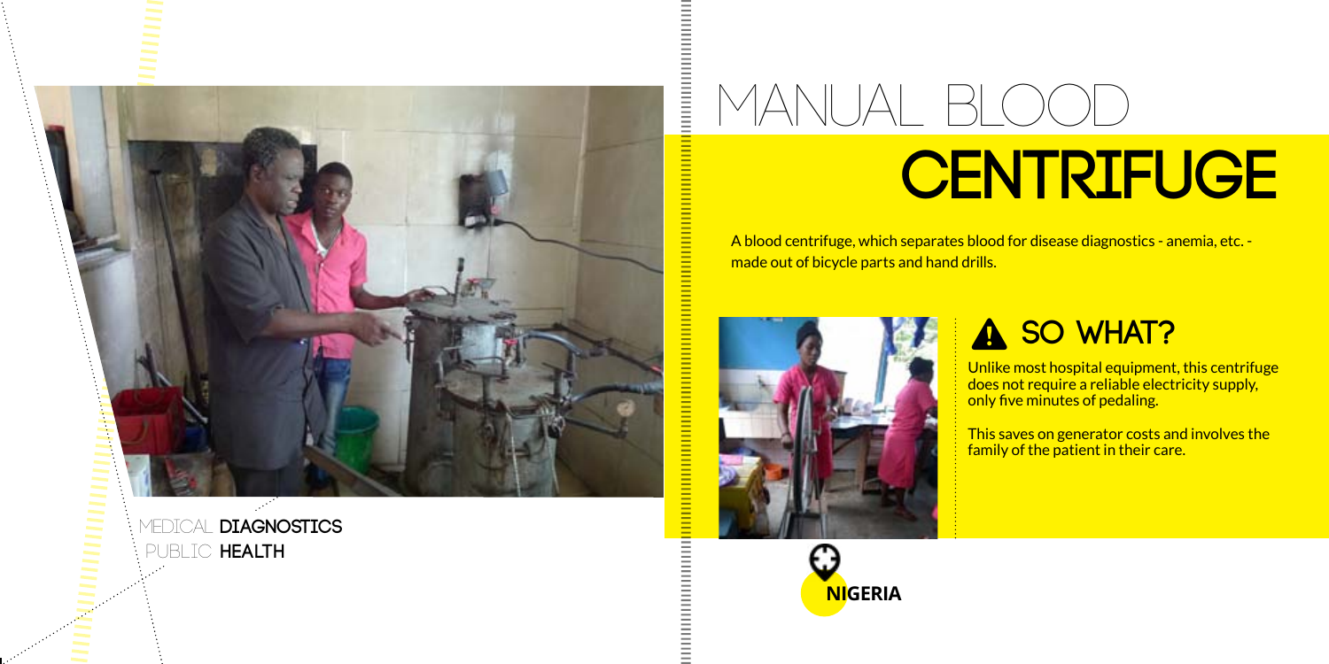# MANUAL BLOOD CENTRIFUGE

A blood centrifuge, which separates blood for disease diagnostics - anemia, etc. - made out of bicycle parts and hand drills.

## SO WHAT?

Unlike most hospital equipment, this centrifuge does not require a reliable electricity supply, only five minutes of pedaling.

This saves on generator costs and involves the family of the patient in their care.

MEDICAL **DIAGNOSTICS**
PUBLIC **HEALTH**

**NIGERIA**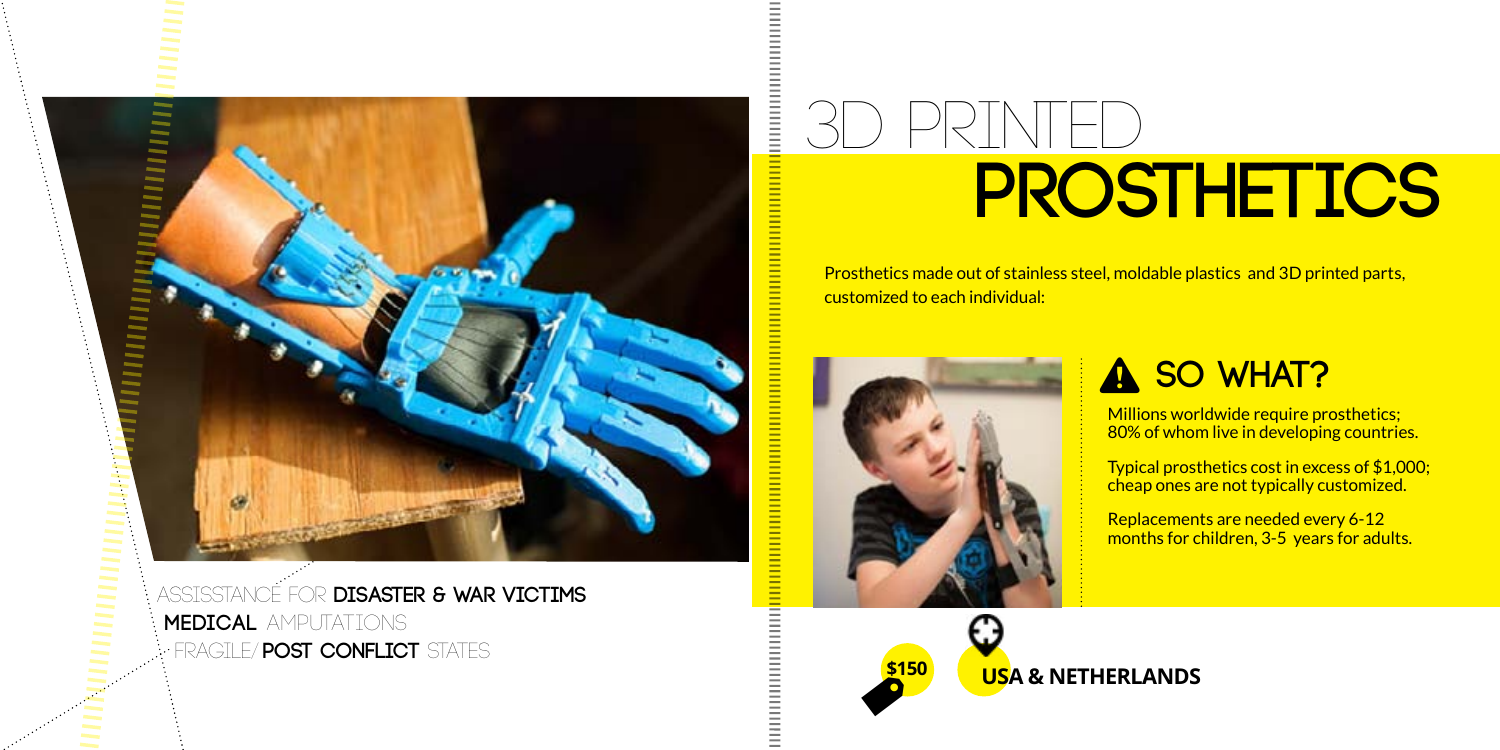# 3D PRINTED PROSTHETICS

Prosthetics made out of stainless steel, moldable plastics and 3D printed parts, customized to each individual:

## SO WHAT?

Millions worldwide require prosthetics; 80% of whom live in developing countries.

Typical prosthetics cost in excess of $1,000; cheap ones are not typically customized.

Replacements are needed every 6-12 months for children, 3-5 years for adults.

ASSISSTANCE FOR **DISASTER & WAR VICTIMS**

**MEDICAL** AMPUTATIONS

- FRAGILE/ **POST CONFLICT** STATES

**$150**

**USA & NETHERLANDS**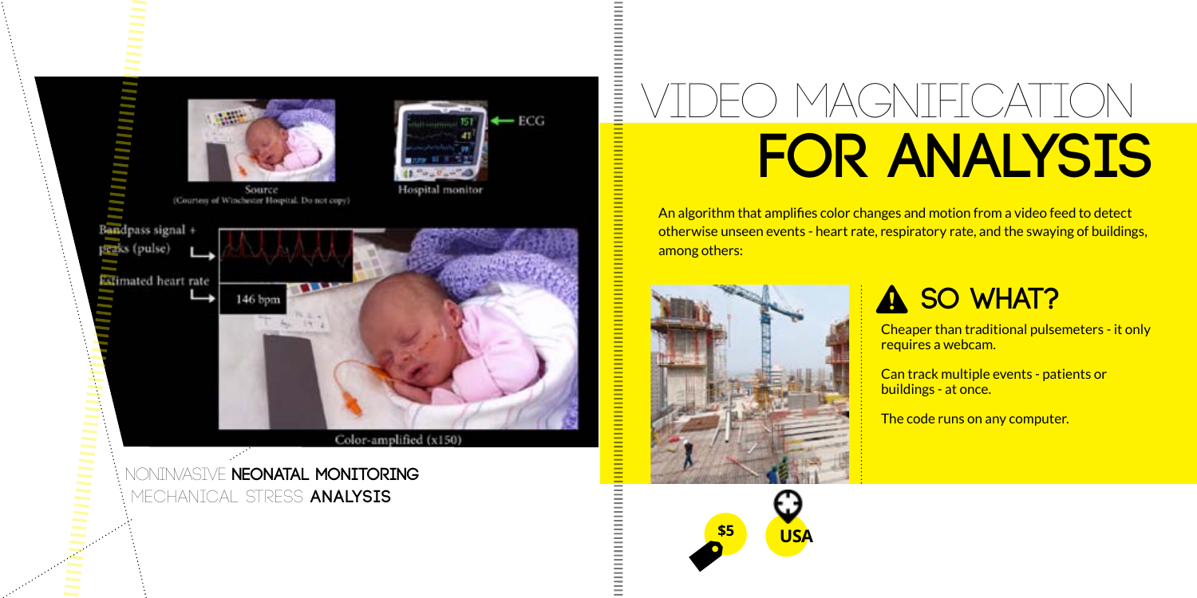# VIDEO MAGNIFICATION FOR ANALYSIS

An algorithm that amplifies color changes and motion from a video feed to detect otherwise unseen events - heart rate, respiratory rate, and the swaying of buildings, among others:

NONINVASIVE **NEONATAL MONITORING**

MECHANICAL STRESS **ANALYSIS**

## SO WHAT?

Cheaper than traditional pulsemeters - it only requires a webcam.

Can track multiple events - patients or buildings - at once.

The code runs on any computer.

$5

USA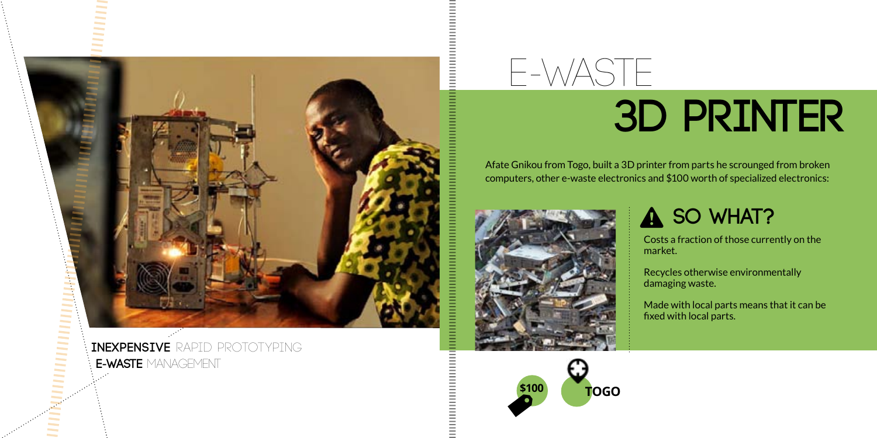**INEXPENSIVE** RAPID PROTOTYPING
**E-WASTE** MANAGEMENT

# E-WASTE 3D PRINTER

Afate Gnikou from Togo, built a 3D printer from parts he scrounged from broken computers, other e-waste electronics and $100 worth of specialized electronics:

## SO WHAT?

Costs a fraction of those currently on the market.

Recycles otherwise environmentally damaging waste.

Made with local parts means that it can be fixed with local parts.

$100

TOGO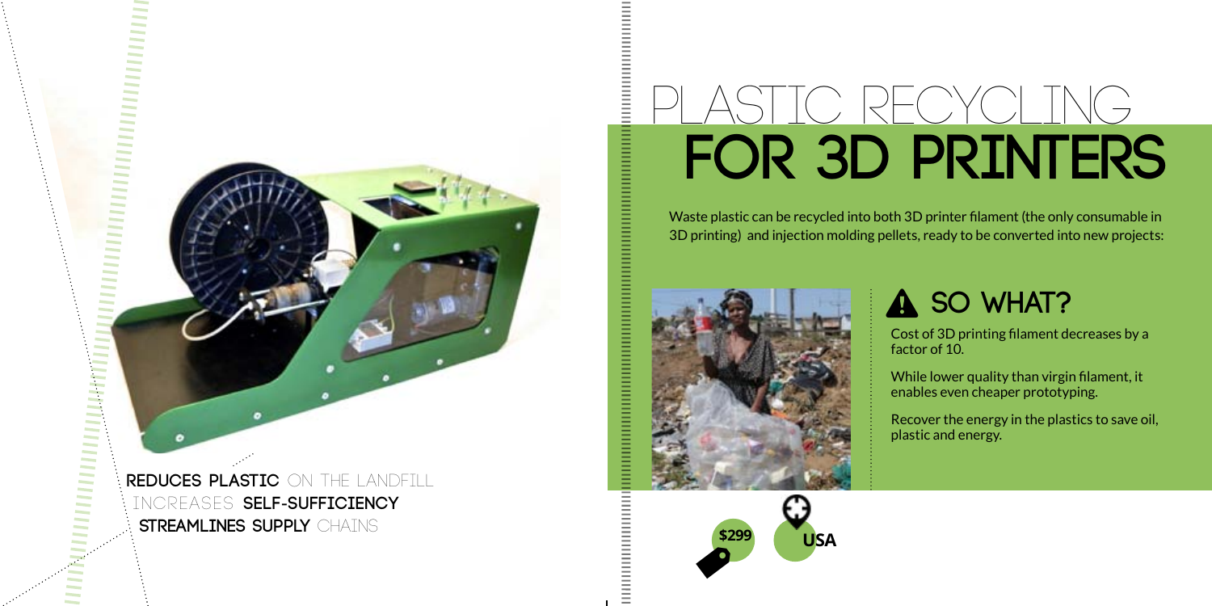# PLASTIC RECYCLING FOR 3D PRINTERS

Waste plastic can be recycled into both 3D printer filament (the only consumable in 3D printing) and injection molding pellets, ready to be converted into new projects:

## SO WHAT?

Cost of 3D printing filament decreases by a factor of 10.

While lower quality than virgin filament, it enables even cheaper prototyping.

Recover the energy in the plastics to save oil, plastic and energy.

**REDUCES PLASTIC** ON THE LANDFILL
INCREASES **SELF-SUFFICIENCY**
**STREAMLINES SUPPLY** CHAINS

$299

USA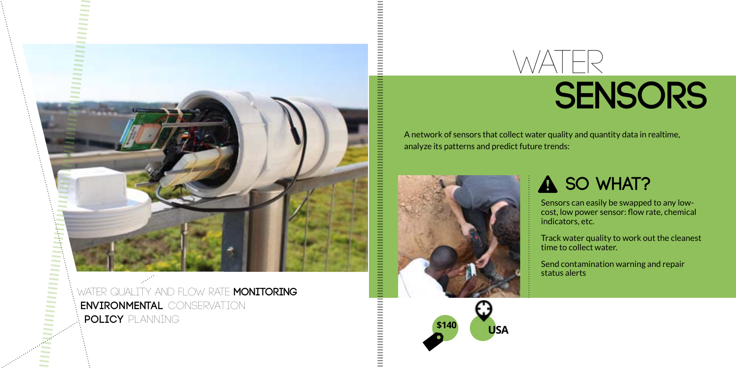# WATER SENSORS

A network of sensors that collect water quality and quantity data in realtime, analyze its patterns and predict future trends:

## SO WHAT?

Sensors can easily be swapped to any low-cost, low power sensor: flow rate, chemical indicators, etc.

Track water quality to work out the cleanest time to collect water.

Send contamination warning and repair status alerts

$140

USA

WATER QUALITY AND FLOW RATE **MONITORING**

**ENVIRONMENTAL** CONSERVATION

**POLICY** PLANNING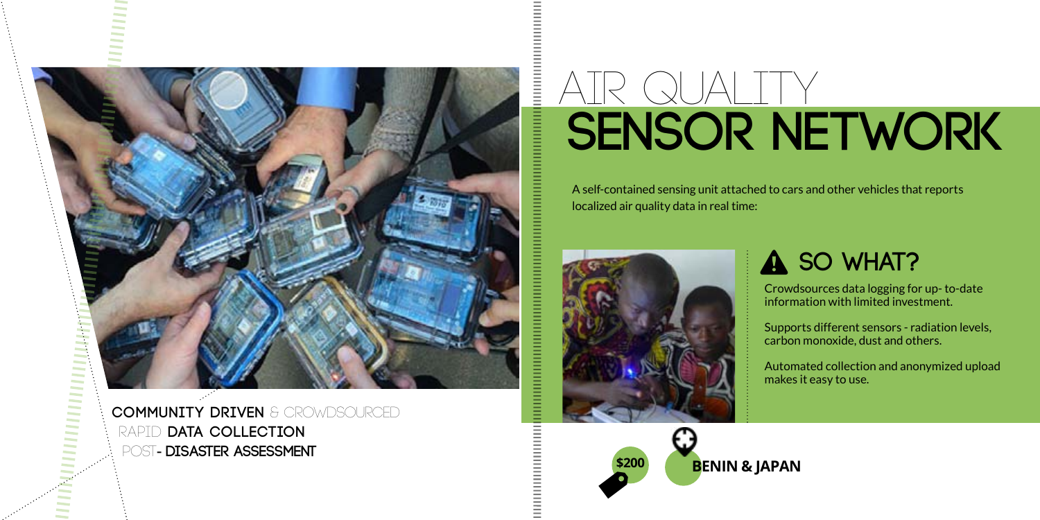# AIR QUALITY SENSOR NETWORK

A self-contained sensing unit attached to cars and other vehicles that reports localized air quality data in real time:

## SO WHAT?

Crowdsources data logging for up- to-date information with limited investment.

Supports different sensors - radiation levels, carbon monoxide, dust and others.

Automated collection and anonymized upload makes it easy to use.

**$200**

**BENIN & JAPAN**

**COMMUNITY DRIVEN** & CROWDSOURCED
RAPID **DATA COLLECTION**
POST**- DISASTER ASSESSMENT**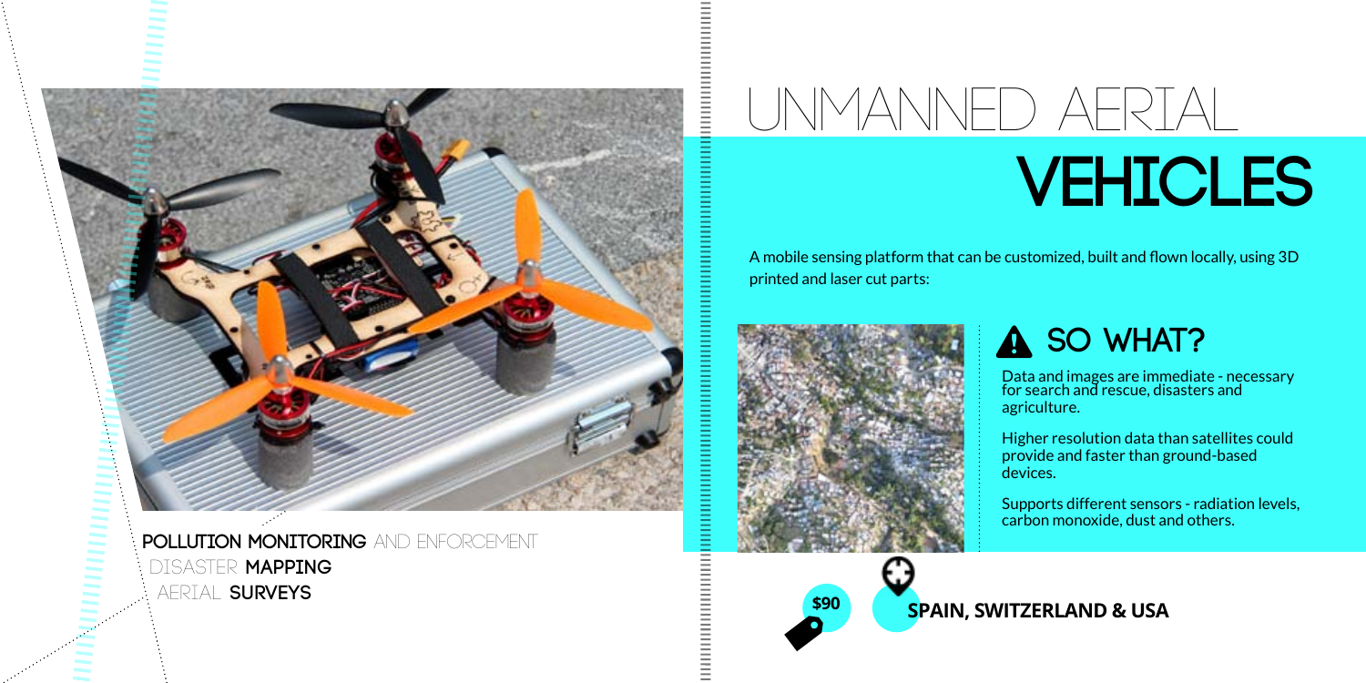**POLLUTION MONITORING** AND ENFORCEMENT
DISASTER **MAPPING**
AERIAL **SURVEYS**

# UNMANNED AERIAL VEHICLES

A mobile sensing platform that can be customized, built and flown locally, using 3D printed and laser cut parts:

## SO WHAT?

Data and images are immediate - necessary for search and rescue, disasters and agriculture.

Higher resolution data than satellites could provide and faster than ground-based devices.

Supports different sensors - radiation levels, carbon monoxide, dust and others.

$90

**SPAIN, SWITZERLAND & USA**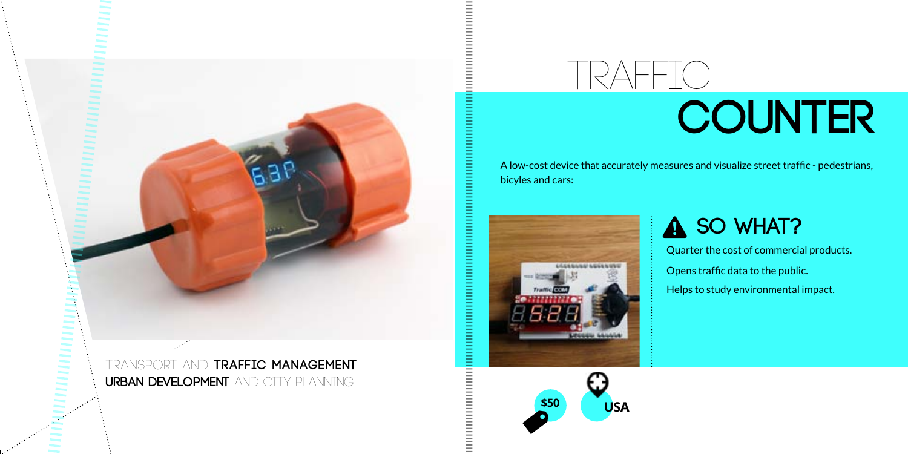# TRAFFIC COUNTER

TRANSPORT AND **TRAFFIC MANAGEMENT**
**URBAN DEVELOPMENT** AND CITY PLANNING

A low-cost device that accurately measures and visualize street traffic - pedestrians, bicyles and cars:

## SO WHAT?

Quarter the cost of commercial products.

Opens traffic data to the public.

Helps to study environmental impact.

**$50**

**USA**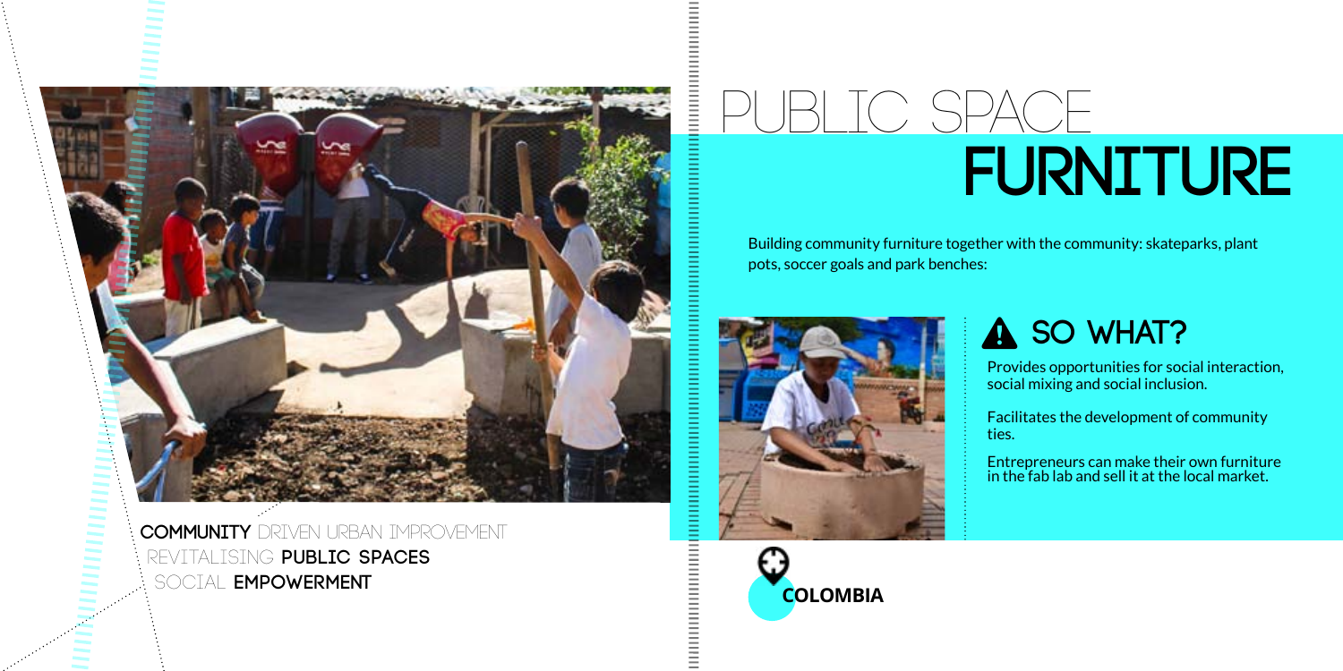**COMMUNITY** DRIVEN URBAN IMPROVEMENT
REVITALISING **PUBLIC SPACES**
SOCIAL **EMPOWERMENT**

# PUBLIC SPACE FURNITURE

Building community furniture together with the community: skateparks, plant pots, soccer goals and park benches:

## SO WHAT?

Provides opportunities for social interaction, social mixing and social inclusion.

Facilitates the development of community ties.

Entrepreneurs can make their own furniture in the fab lab and sell it at the local market.

**COLOMBIA**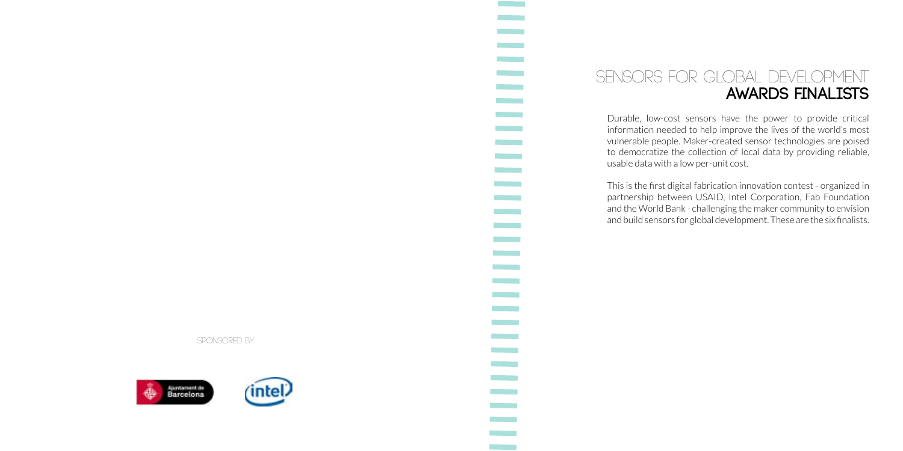SPONSORED BY

# SENSORS FOR GLOBAL DEVELOPMENT **AWARDS FINALISTS**

Durable, low-cost sensors have the power to provide critical information needed to help improve the lives of the world's most vulnerable people. Maker-created sensor technologies are poised to democratize the collection of local data by providing reliable, usable data with a low per-unit cost.

This is the first digital fabrication innovation contest - organized in partnership between USAID, Intel Corporation, Fab Foundation and the World Bank - challenging the maker community to envision and build sensors for global development. These are the six finalists.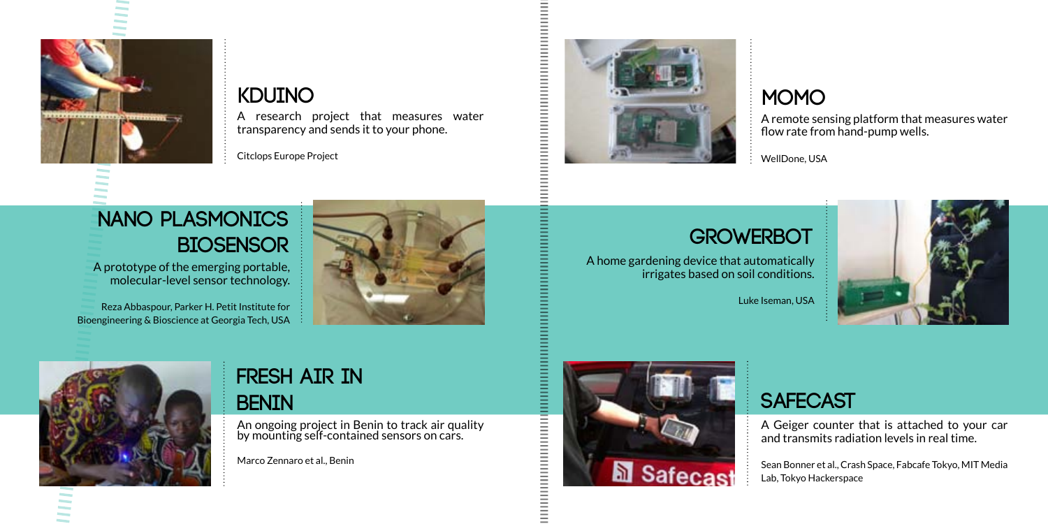## KDUINO

A research project that measures water transparency and sends it to your phone.

Citclops Europe Project

## NANO PLASMONICS BIOSENSOR

A prototype of the emerging portable, molecular-level sensor technology.

Reza Abbaspour, Parker H. Petit Institute for Bioengineering & Bioscience at Georgia Tech, USA

## FRESH AIR IN BENIN

An ongoing project in Benin to track air quality by mounting self-contained sensors on cars.

Marco Zennaro et al., Benin

## MOMO

A remote sensing platform that measures water flow rate from hand-pump wells.

WellDone, USA

## GROWERBOT

A home gardening device that automatically irrigates based on soil conditions.

Luke Iseman, USA

## SAFECAST

A Geiger counter that is attached to your car and transmits radiation levels in real time.

Sean Bonner et al., Crash Space, Fabcafe Tokyo, MIT Media Lab, Tokyo Hackerspace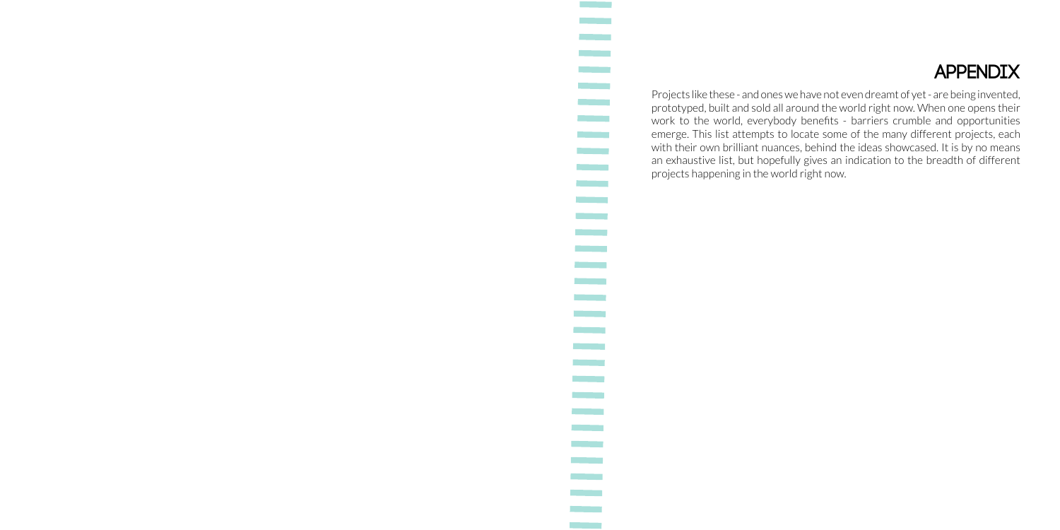# APPENDIX

Projects like these - and ones we have not even dreamt of yet - are being invented, prototyped, built and sold all around the world right now. When one opens their work to the world, everybody benefits - barriers crumble and opportunities emerge. This list attempts to locate some of the many different projects, each with their own brilliant nuances, behind the ideas showcased. It is by no means an exhaustive list, but hopefully gives an indication to the breadth of different projects happening in the world right now.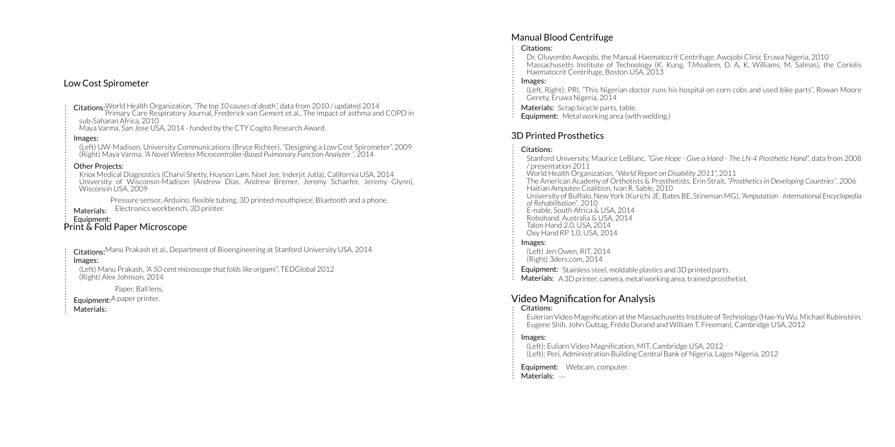## Low Cost Spirometer

**Citations:** World Health Organization, *"The top 10 causes of death"*, data from 2010 / updated 2014
Primary Care Respiratory Journal, Frederick van Gemert et al., The impact of asthma and COPD in sub-Saharan Africa, 2010
Maya Varma, San Jose USA, 2014 - funded by the CTY Cogito Research Award.

**Images:**
(Left) UW-Madison, University Communications (Bryce Richter), "Designing a Low Cost Spirometer", 2009
(Right) Maya Varma, *"A Novel Wireless Microcontroller-Based Pulmonary Function Analyzer"*, 2014

**Other Projects:**
Knox Medical Diagnostics (Charvi Shetty, Huyson Lam, Noel Jee, Inderjit Jutla), California USA, 2014
University of Wisconsin-Madison (Andrew Dias, Andrew Bremer, Jeremy Schaefer, Jeremy Glynn), Wisconsin USA, 2009

**Materials:** Pressure sensor, Arduino, flexible tubing, 3D printed mouthpiece, Bluetooth and a phone.
**Equipment:** Electronics workbench, 3D printer.

## Print & Fold Paper Microscope

**Citations:** Manu Prakash et al., Department of Bioengineering at Stanford University USA, 2014

**Images:**
(Left) Manu Prakash, *"A 50-cent microscope that folds like origami"*, TEDGlobal 2012
(Right) Alex Johnson, 2014

**Materials:** Paper, Ball lens,
**Equipment:** A paper printer.

## Manual Blood Centrifuge

**Citations:**
Dr. Oluyombo Awojobi, the Manual Haematocrit Centrifuge, Awojobi Clinic Eruwa Nigeria, 2010
Massachusetts Institute of Technology (K. Kung, T.Moallem, D. A, K. Williams, M. Salinas), the Coriolis Haematocrit Centrifuge, Boston USA, 2013

**Images:**
(Left, Right): PRI, "This Nigerian doctor runs his hospital on corn cobs and used bike parts", Rowan Moore Gerety, Eruwa Nigeria, 2014

**Materials:** Scrap bicycle parts, table.
**Equipment:** Metal working area (with welding.)

## 3D Printed Prosthetics

**Citations:**
Stanford University, Maurice LeBlanc, *"Give Hope - Give a Hand - The LN-4 Prosthetic Hand"*, data from 2008 / presentation 2011
World Health Organization, *"World Report on Disability 2011"*, 2011
The American Academy of Orthotists & Prosthetists, Erin Strait, *"Prosthetics in Developing Countries"*, 2006
Haitian Amputee Coalition, Ivan R. Sable, 2010
University of Buffalo, New York (Kurichi JE, Bates BE, Stineman MG), *"Amputation - International Encyclopedia of Rehabilitation"*, 2010
E-nable, South Africa & USA, 2014
Robohand, Australia & USA, 2014
Talon Hand 2.0, USA, 2014
Oxy Hand RP 1.0, USA, 2014

**Images:**
(Left) Jen Owen, RIT, 2014
(Right) 3ders.com, 2014

**Equipment:** Stainless steel, moldable plastics and 3D printed parts.
**Materials:** A 3D printer, camera, metal working area, trained prosthetist.

## Video Magnification for Analysis

**Citations:**
Eulerian Video Magnification at the Massachusetts Institute of Technology (Hao-Yu Wu, Michael Rubinstein, Eugene Shih, John Guttag, Frédo Durand and William T. Freeman), Cambridge USA, 2012

**Images:**
(Left): Euliarn Video Magnification, MIT, Cambridge USA, 2012
(Left): Peri, Administration Building Central Bank of Nigeria, Lagos Nigeria, 2012

**Equipment:** Webcam, computer.
**Materials:** ---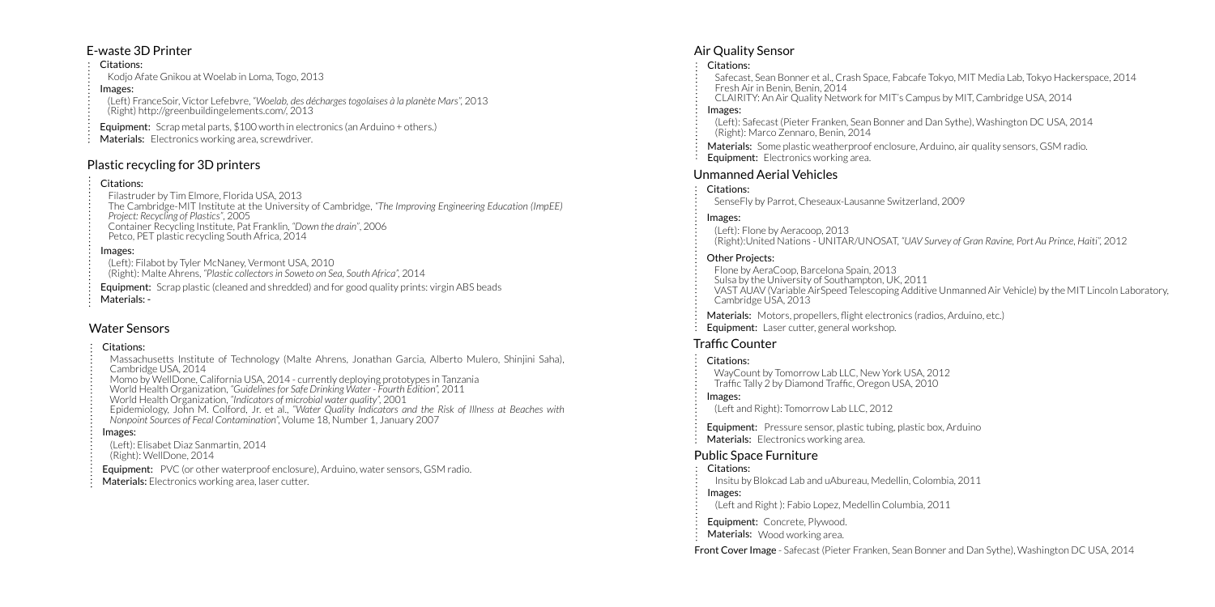## E-waste 3D Printer

**Citations:**

Kodjo Afate Gnikou at Woelab in Loma, Togo, 2013

**Images:**

(Left) FranceSoir, Victor Lefebvre, *"Woelab, des décharges togolaises à la planète Mars"*, 2013
(Right) http://greenbuildingelements.com/, 2013

**Equipment:** Scrap metal parts, $100 worth in electronics (an Arduino + others.)
**Materials:** Electronics working area, screwdriver.

## Plastic recycling for 3D printers

**Citations:**

Filastruder by Tim Elmore, Florida USA, 2013
The Cambridge-MIT Institute at the University of Cambridge, *"The Improving Engineering Education (ImpEE) Project: Recycling of Plastics"*, 2005
Container Recycling Institute, Pat Franklin, *"Down the drain"*, 2006
Petco, PET plastic recycling South Africa, 2014

**Images:**

(Left): Filabot by Tyler McNaney, Vermont USA, 2010
(Right): Malte Ahrens, *"Plastic collectors in Soweto on Sea, South Africa"*, 2014

**Equipment:** Scrap plastic (cleaned and shredded) and for good quality prints: virgin ABS beads
**Materials:** -

## Water Sensors

**Citations:**

Massachusetts Institute of Technology (Malte Ahrens, Jonathan Garcia, Alberto Mulero, Shinjini Saha), Cambridge USA, 2014
Momo by WellDone, California USA, 2014 - currently deploying prototypes in Tanzania
World Health Organization, *"Guidelines for Safe Drinking Water - Fourth Edition"*, 2011
World Health Organization, *"Indicators of microbial water quality"*, 2001
Epidemiology, John M. Colford, Jr. et al., *"Water Quality Indicators and the Risk of Illness at Beaches with Nonpoint Sources of Fecal Contamination"*, Volume 18, Number 1, January 2007

**Images:**

(Left): Elisabet Diaz Sanmartin, 2014
(Right): WellDone, 2014

**Equipment:** PVC (or other waterproof enclosure), Arduino, water sensors, GSM radio.
**Materials:** Electronics working area, laser cutter.

## Air Quality Sensor

**Citations:**

Safecast, Sean Bonner et al., Crash Space, Fabcafe Tokyo, MIT Media Lab, Tokyo Hackerspace, 2014
Fresh Air in Benin, Benin, 2014
CLAIRITY: An Air Quality Network for MIT's Campus by MIT, Cambridge USA, 2014

**Images:**

(Left): Safecast (Pieter Franken, Sean Bonner and Dan Sythe), Washington DC USA, 2014
(Right): Marco Zennaro, Benin, 2014

**Materials:** Some plastic weatherproof enclosure, Arduino, air quality sensors, GSM radio.
**Equipment:** Electronics working area.

## Unmanned Aerial Vehicles

**Citations:**

SenseFly by Parrot, Cheseaux-Lausanne Switzerland, 2009

**Images:**

(Left): Flone by Aeracoop, 2013
(Right):United Nations - UNITAR/UNOSAT, *"UAV Survey of Gran Ravine, Port Au Prince, Haiti"*, 2012

**Other Projects:**

Flone by AeraCoop, Barcelona Spain, 2013
Sulsa by the University of Southampton, UK, 2011
VAST AUAV (Variable AirSpeed Telescoping Additive Unmanned Air Vehicle) by the MIT Lincoln Laboratory, Cambridge USA, 2013

**Materials:** Motors, propellers, flight electronics (radios, Arduino, etc.)
**Equipment:** Laser cutter, general workshop.

## Traffic Counter

**Citations:**

WayCount by Tomorrow Lab LLC, New York USA, 2012
Traffic Tally 2 by Diamond Traffic, Oregon USA, 2010

**Images:**

(Left and Right): Tomorrow Lab LLC, 2012

**Equipment:** Pressure sensor, plastic tubing, plastic box, Arduino
**Materials:** Electronics working area.

## Public Space Furniture

**Citations:**

Insitu by Blokcad Lab and uAbureau, Medellin, Colombia, 2011

**Images:**

(Left and Right ): Fabio Lopez, Medellin Columbia, 2011

**Equipment:** Concrete, Plywood.
**Materials:** Wood working area.

**Front Cover Image** - Safecast (Pieter Franken, Sean Bonner and Dan Sythe), Washington DC USA, 2014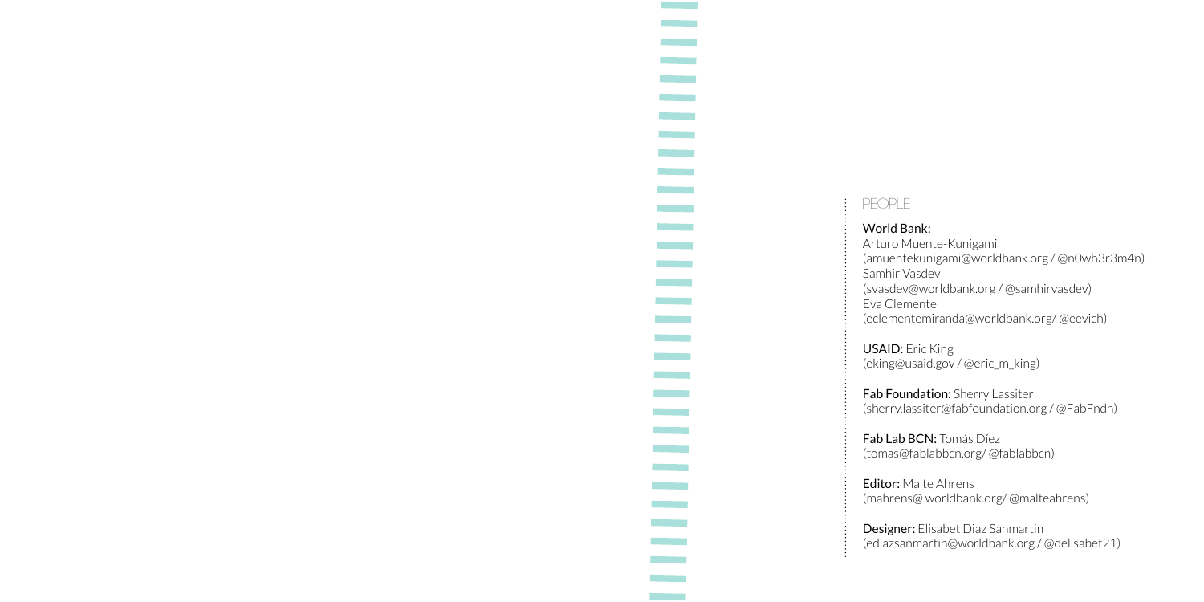## PEOPLE

**World Bank:**
Arturo Muente-Kunigami
(amuentekunigami@worldbank.org / @n0wh3r3m4n)
Samhir Vasdev
(svasdev@worldbank.org / @samhirvasdev)
Eva Clemente
(eclementemiranda@worldbank.org/ @eevich)

**USAID:** Eric King
(eking@usaid.gov / @eric_m_king)

**Fab Foundation:** Sherry Lassiter
(sherry.lassiter@fabfoundation.org / @FabFndn)

**Fab Lab BCN:** Tomás Díez
(tomas@fablabbcn.org/ @fablabbcn)

**Editor:** Malte Ahrens
(mahrens@ worldbank.org/ @malteahrens)

**Designer:** Elisabet Diaz Sanmartin
(ediazsanmartin@worldbank.org / @delisabet21)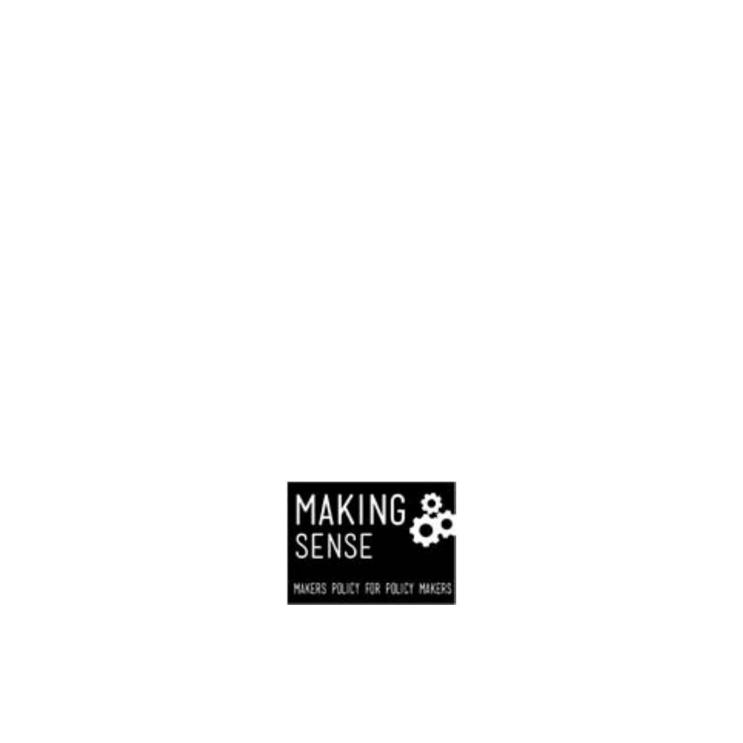MAKING SENSE

MAKERS POLICY FOR POLICY MAKERS